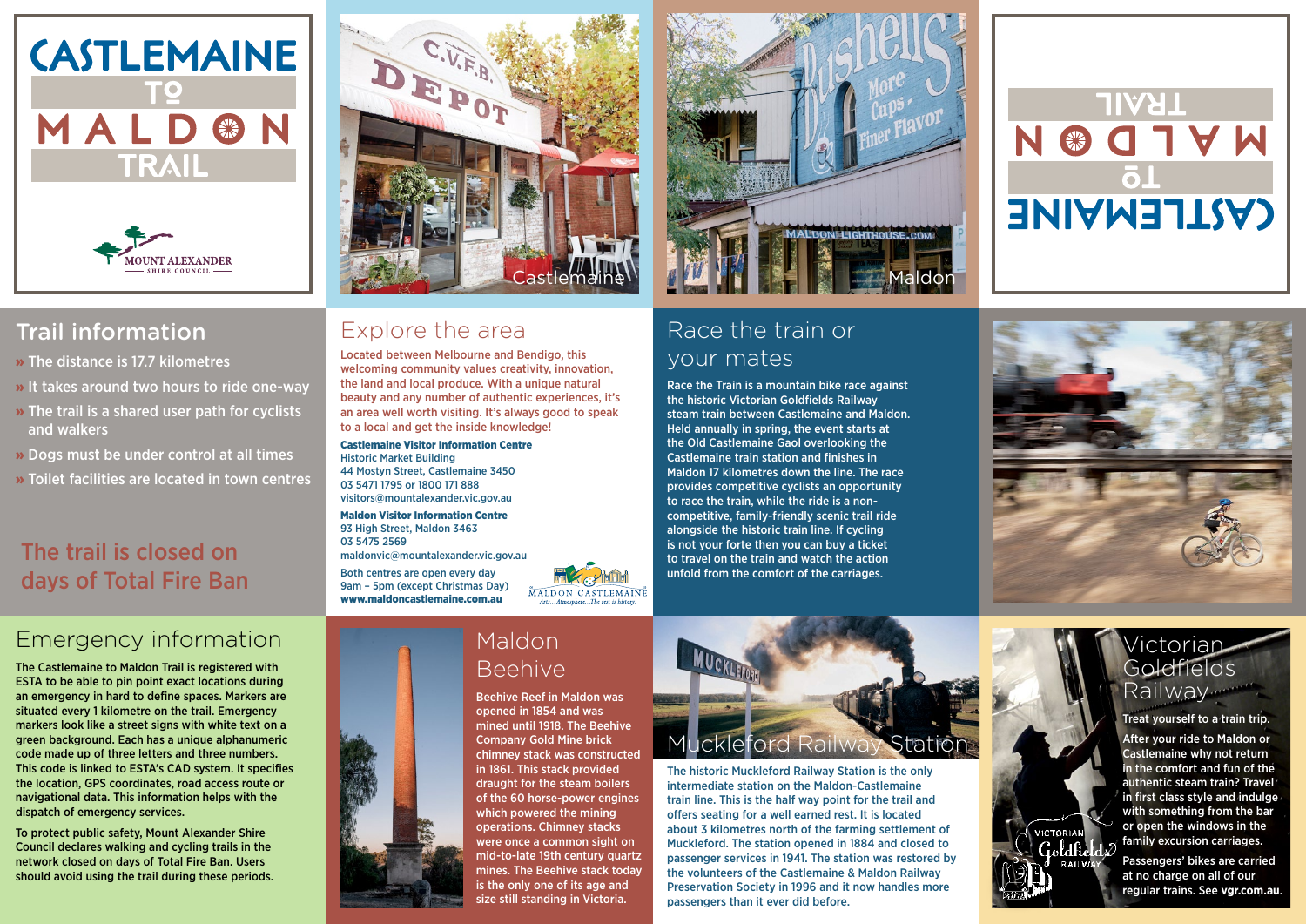# CASTLEMAINE TO MALDON TRAIL

MOUNT ALEXANDER SHIRE COUNCIL

Castlemaine

Maldon

## Trail information

- The distance is 17.7 kilometres
- It takes around two hours to ride one-way
- The trail is a shared user path for cyclists and walkers
- Dogs must be under control at all times
- Toilet facilities are located in town centres

**The trail is closed on days of Total Fire Ban**

## Explore the area

Located between Melbourne and Bendigo, this welcoming community values creativity, innovation, the land and local produce. With a unique natural beauty and any number of authentic experiences, it's an area well worth visiting. It's always good to speak to a local and get the inside knowledge!

**Castlemaine Visitor Information Centre**
Historic Market Building
44 Mostyn Street, Castlemaine 3450
03 5471 1795 or 1800 171 888
visitors@mountalexander.vic.gov.au

**Maldon Visitor Information Centre**
93 High Street, Maldon 3463
03 5475 2569
maldonvic@mountalexander.vic.gov.au

Both centres are open every day
9am – 5pm (except Christmas Day)
**www.maldoncastlemaine.com.au**

MALDON CASTLEMAINE
Arts... Atmosphere... The rest is history.

## Race the train or your mates

Race the Train is a mountain bike race against the historic Victorian Goldfields Railway steam train between Castlemaine and Maldon. Held annually in spring, the event starts at the Old Castlemaine Gaol overlooking the Castlemaine train station and finishes in Maldon 17 kilometres down the line. The race provides competitive cyclists an opportunity to race the train, while the ride is a non-competitive, family-friendly scenic trail ride alongside the historic train line. If cycling is not your forte then you can buy a ticket to travel on the train and watch the action unfold from the comfort of the carriages.

## Emergency information

The Castlemaine to Maldon Trail is registered with ESTA to be able to pin point exact locations during an emergency in hard to define spaces. Markers are situated every 1 kilometre on the trail. Emergency markers look like a street signs with white text on a green background. Each has a unique alphanumeric code made up of three letters and three numbers. This code is linked to ESTA's CAD system. It specifies the location, GPS coordinates, road access route or navigational data. This information helps with the dispatch of emergency services.

To protect public safety, Mount Alexander Shire Council declares walking and cycling trails in the network closed on days of Total Fire Ban. Users should avoid using the trail during these periods.

## Maldon Beehive

Beehive Reef in Maldon was opened in 1854 and was mined until 1918. The Beehive Company Gold Mine brick chimney stack was constructed in 1861. This stack provided draught for the steam boilers of the 60 horse-power engines which powered the mining operations. Chimney stacks were once a common sight on mid-to-late 19th century quartz mines. The Beehive stack today is the only one of its age and size still standing in Victoria.

## Muckleford Railway Station

The historic Muckleford Railway Station is the only intermediate station on the Maldon-Castlemaine train line. This is the half way point for the trail and offers seating for a well earned rest. It is located about 3 kilometres north of the farming settlement of Muckleford. The station opened in 1884 and closed to passenger services in 1941. The station was restored by the volunteers of the Castlemaine & Maldon Railway Preservation Society in 1996 and it now handles more passengers than it ever did before.

## Victorian Goldfields Railway

Treat yourself to a train trip.

After your ride to Maldon or Castlemaine why not return in the comfort and fun of the authentic steam train? Travel in first class style and indulge with something from the bar or open the windows in the family excursion carriages.

Passengers' bikes are carried at no charge on all of our regular trains. See **vgr.com.au**.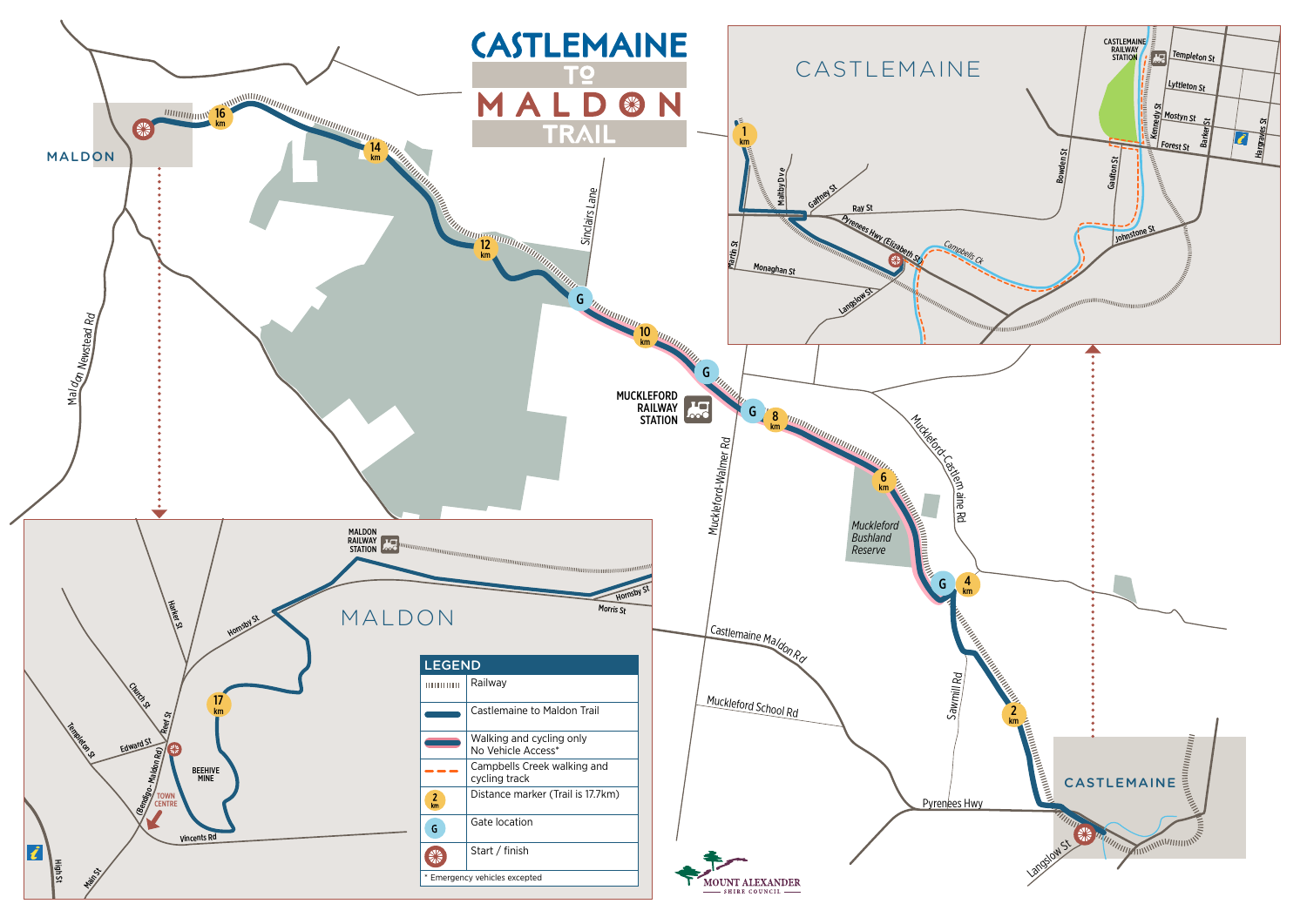# CASTLEMAINE TO MALDON TRAIL

## LEGEND

| | |
|---|---|
| | Railway |
| | Castlemaine to Maldon Trail |
| | Walking and cycling only No Vehicle Access* |
| | Campbells Creek walking and cycling track |
| 2 km | Distance marker (Trail is 17.7km) |
| G | Gate location |
| | Start / finish |

* Emergency vehicles excepted

MALDON

CASTLEMAINE

MUCKLEFORD RAILWAY STATION

MALDON RAILWAY STATION

CASTLEMAINE RAILWAY STATION

BEEHIVE MINE

TOWN CENTRE

Muckleford Bushland Reserve

Maldon Newstead Rd

Sinclairs Lane

Muckleford-Walmer Rd

Muckleford-Castlemaine Rd

Castlemaine Maldon Rd

Muckleford School Rd

Sawmill Rd

Pyrenees Hwy

Langslow St

Templeton St

Lyttleton St

Mostyn St

Forest St

Kennedy St

Barker St

Hargraves St

Gaulton St

Bowden St

Johnstone St

Campbells Ck

Pyrenees Hwy (Elizabeth St)

Ray St

Gaffney St

Maltby Dve

Martin St

Monaghan St

Harker St

Church St

Reef St

Edward St

Templeton St

(Bendigo- Maldon Rd)

Vincents Rd

Hornsby St

Morris St

High St

Main St

MOUNT ALEXANDER SHIRE COUNCIL